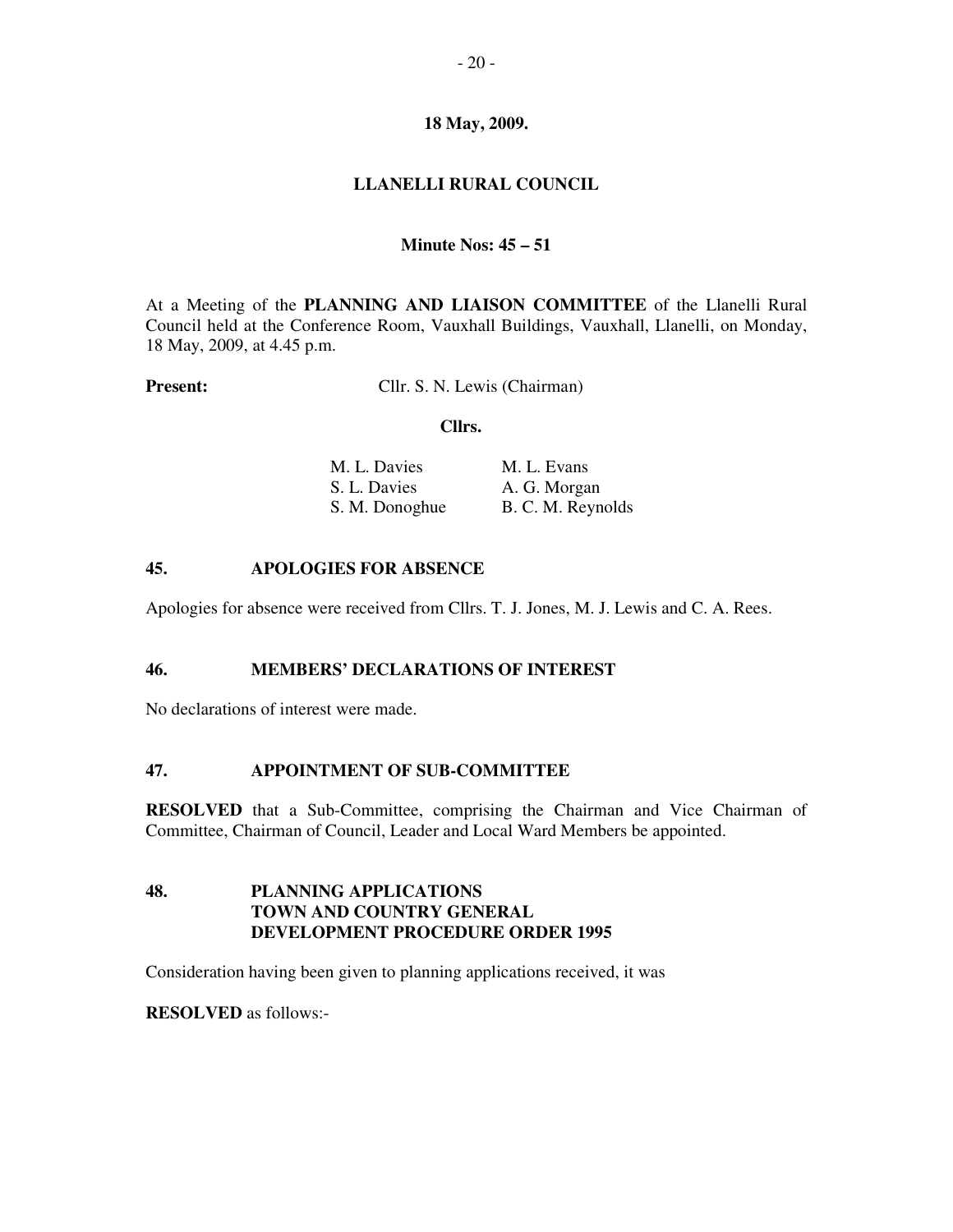**18 May, 2009.**

**LLANELLI RURAL COUNCIL**

**Minute Nos: 45 – 51**

At a Meeting of the **PLANNING AND LIAISON COMMITTEE** of the Llanelli Rural Council held at the Conference Room, Vauxhall Buildings, Vauxhall, Llanelli, on Monday, 18 May, 2009, at 4.45 p.m.

**Present:** Cllr. S. N. Lewis (Chairman)

**Cllrs.**

| | |
|---|---|
| M. L. Davies | M. L. Evans |
| S. L. Davies | A. G. Morgan |
| S. M. Donoghue | B. C. M. Reynolds |

## 45. APOLOGIES FOR ABSENCE

Apologies for absence were received from Cllrs. T. J. Jones, M. J. Lewis and C. A. Rees.

## 46. MEMBERS' DECLARATIONS OF INTEREST

No declarations of interest were made.

## 47. APPOINTMENT OF SUB-COMMITTEE

**RESOLVED** that a Sub-Committee, comprising the Chairman and Vice Chairman of Committee, Chairman of Council, Leader and Local Ward Members be appointed.

## 48. PLANNING APPLICATIONS TOWN AND COUNTRY GENERAL DEVELOPMENT PROCEDURE ORDER 1995

Consideration having been given to planning applications received, it was

**RESOLVED** as follows:-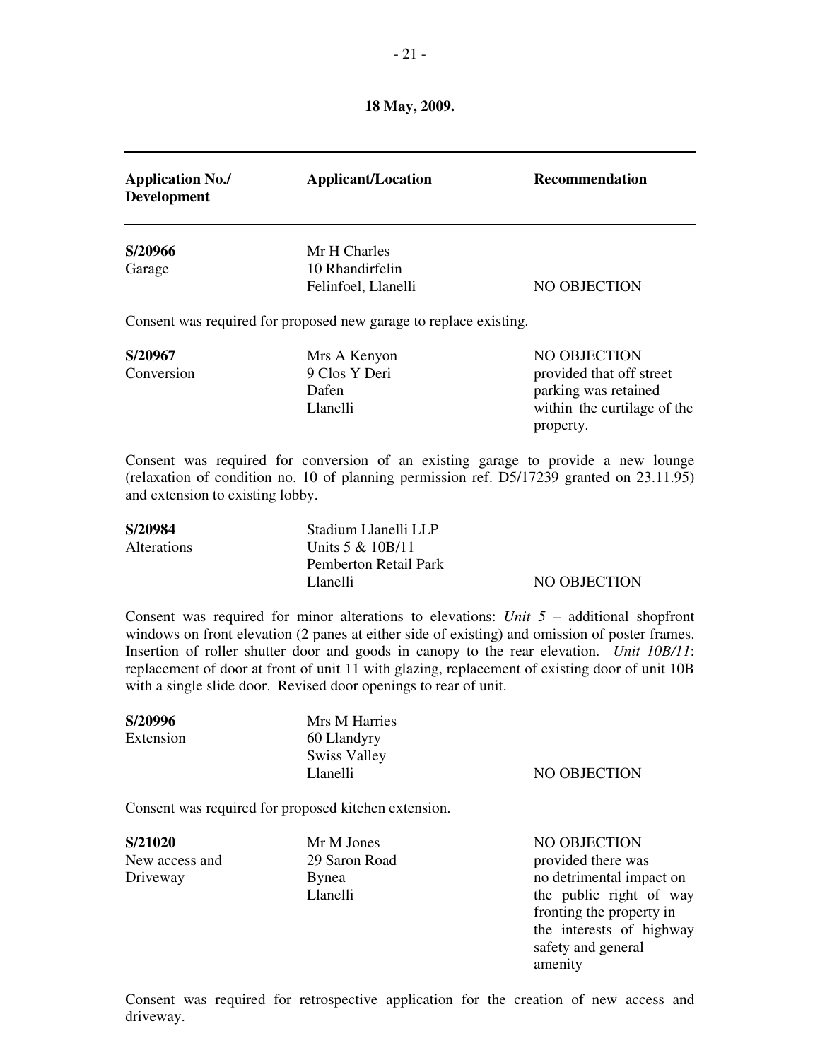**18 May, 2009.**

| Application No./ Development | Applicant/Location | Recommendation |
|---|---|---|
| **S/20966**<br>Garage | Mr H Charles<br>10 Rhandirfelin<br>Felinfoel, Llanelli | NO OBJECTION |

Consent was required for proposed new garage to replace existing.

| | | |
|---|---|---|
| **S/20967**<br>Conversion | Mrs A Kenyon<br>9 Clos Y Deri<br>Dafen<br>Llanelli | NO OBJECTION provided that off street parking was retained within the curtilage of the property. |

Consent was required for conversion of an existing garage to provide a new lounge (relaxation of condition no. 10 of planning permission ref. D5/17239 granted on 23.11.95) and extension to existing lobby.

| | | |
|---|---|---|
| **S/20984**<br>Alterations | Stadium Llanelli LLP<br>Units 5 & 10B/11<br>Pemberton Retail Park<br>Llanelli | NO OBJECTION |

Consent was required for minor alterations to elevations: *Unit 5* – additional shopfront windows on front elevation (2 panes at either side of existing) and omission of poster frames. Insertion of roller shutter door and goods in canopy to the rear elevation. *Unit 10B/11*: replacement of door at front of unit 11 with glazing, replacement of existing door of unit 10B with a single slide door. Revised door openings to rear of unit.

| | | |
|---|---|---|
| **S/20996**<br>Extension | Mrs M Harries<br>60 Llandyry<br>Swiss Valley<br>Llanelli | NO OBJECTION |

Consent was required for proposed kitchen extension.

| | | |
|---|---|---|
| **S/21020**<br>New access and Driveway | Mr M Jones<br>29 Saron Road<br>Bynea<br>Llanelli | NO OBJECTION provided there was no detrimental impact on the public right of way fronting the property in the interests of highway safety and general amenity |

Consent was required for retrospective application for the creation of new access and driveway.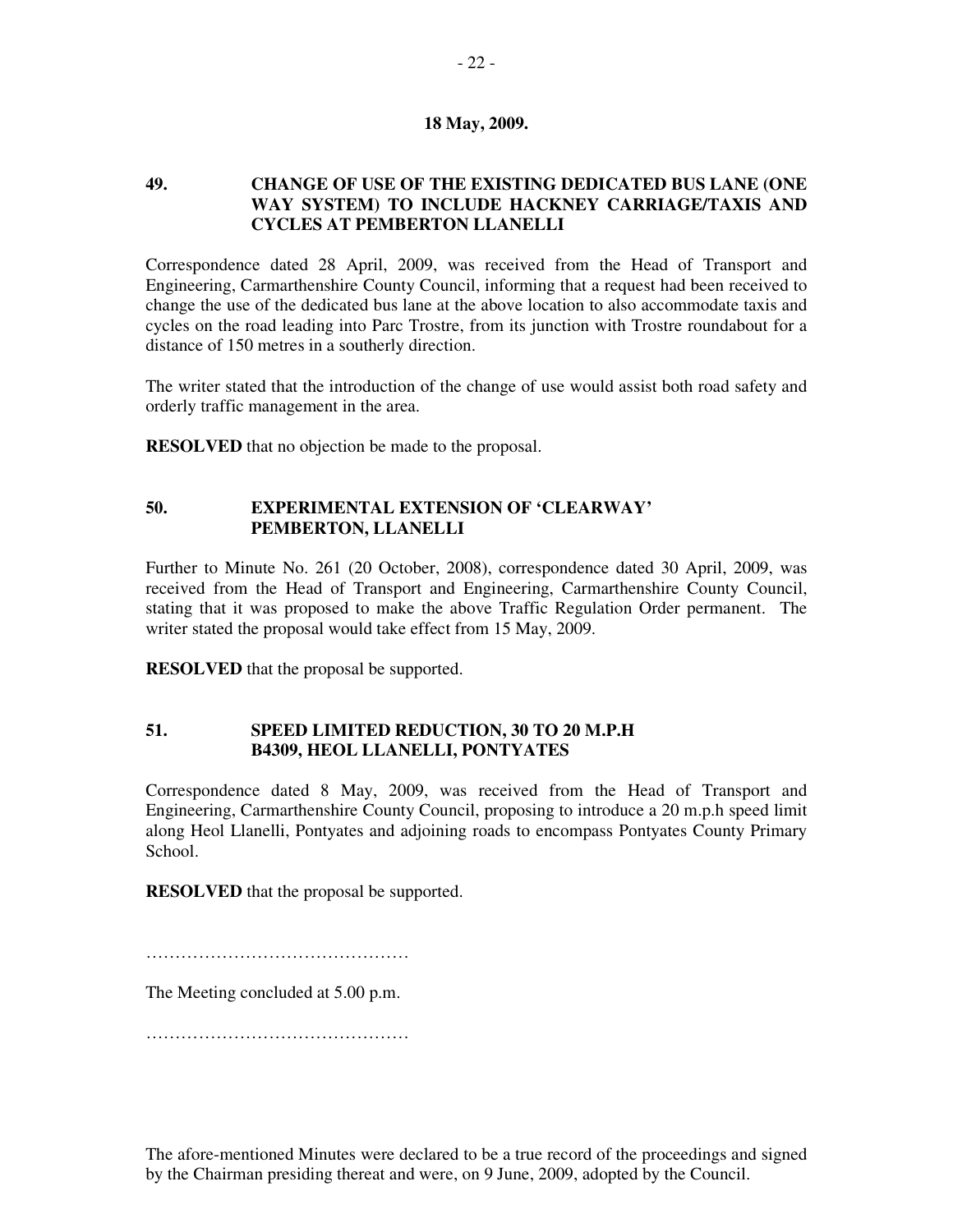**18 May, 2009.**

## 49. CHANGE OF USE OF THE EXISTING DEDICATED BUS LANE (ONE WAY SYSTEM) TO INCLUDE HACKNEY CARRIAGE/TAXIS AND CYCLES AT PEMBERTON LLANELLI

Correspondence dated 28 April, 2009, was received from the Head of Transport and Engineering, Carmarthenshire County Council, informing that a request had been received to change the use of the dedicated bus lane at the above location to also accommodate taxis and cycles on the road leading into Parc Trostre, from its junction with Trostre roundabout for a distance of 150 metres in a southerly direction.

The writer stated that the introduction of the change of use would assist both road safety and orderly traffic management in the area.

**RESOLVED** that no objection be made to the proposal.

## 50. EXPERIMENTAL EXTENSION OF 'CLEARWAY' PEMBERTON, LLANELLI

Further to Minute No. 261 (20 October, 2008), correspondence dated 30 April, 2009, was received from the Head of Transport and Engineering, Carmarthenshire County Council, stating that it was proposed to make the above Traffic Regulation Order permanent. The writer stated the proposal would take effect from 15 May, 2009.

**RESOLVED** that the proposal be supported.

## 51. SPEED LIMITED REDUCTION, 30 TO 20 M.P.H B4309, HEOL LLANELLI, PONTYATES

Correspondence dated 8 May, 2009, was received from the Head of Transport and Engineering, Carmarthenshire County Council, proposing to introduce a 20 m.p.h speed limit along Heol Llanelli, Pontyates and adjoining roads to encompass Pontyates County Primary School.

**RESOLVED** that the proposal be supported.

………………………………………

The Meeting concluded at 5.00 p.m.

………………………………………

The afore-mentioned Minutes were declared to be a true record of the proceedings and signed by the Chairman presiding thereat and were, on 9 June, 2009, adopted by the Council.